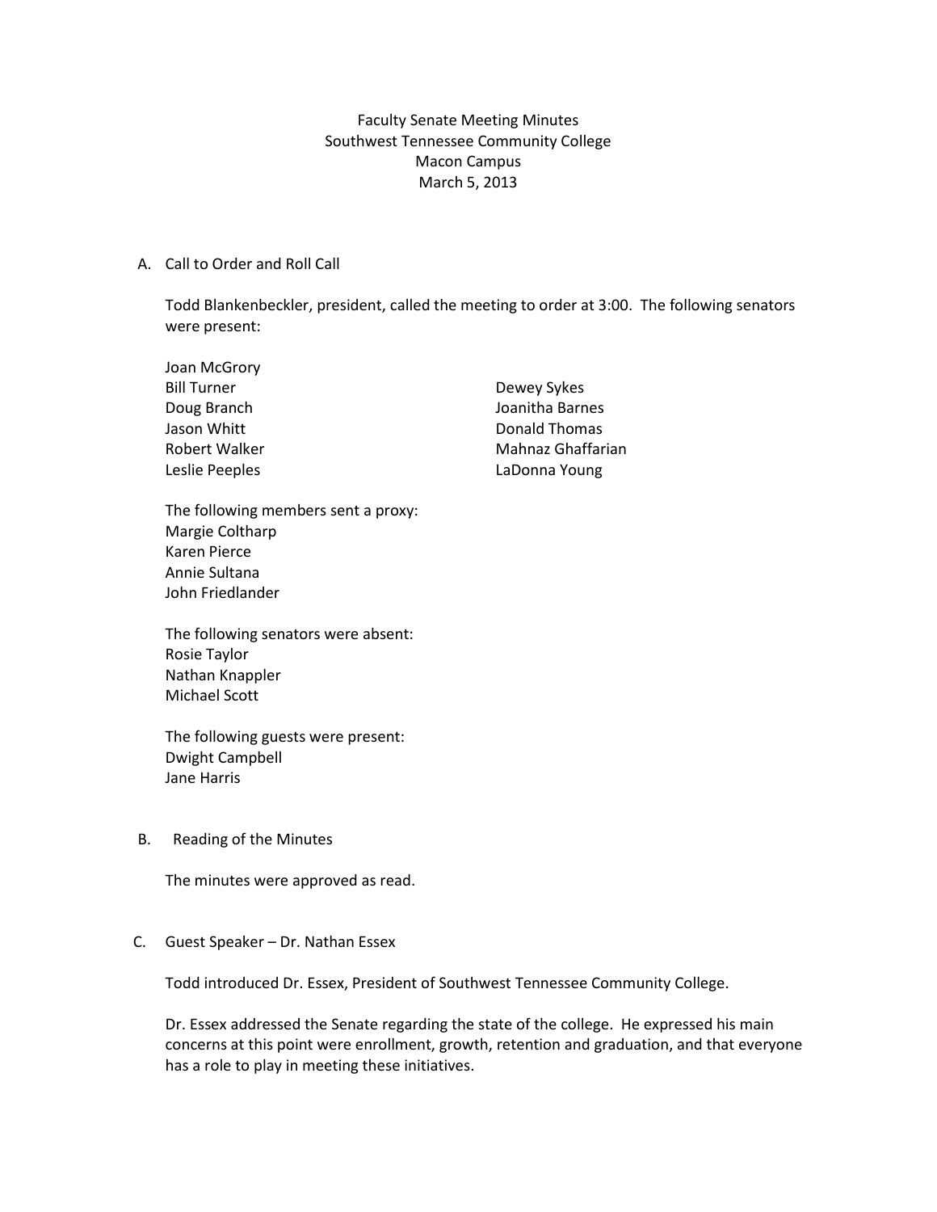Faculty Senate Meeting Minutes
Southwest Tennessee Community College
Macon Campus
March 5, 2013

A. Call to Order and Roll Call

Todd Blankenbeckler, president, called the meeting to order at 3:00. The following senators were present:

Joan McGrory
Bill Turner
Doug Branch
Jason Whitt
Robert Walker
Leslie Peeples
Dewey Sykes
Joanitha Barnes
Donald Thomas
Mahnaz Ghaffarian
LaDonna Young

The following members sent a proxy:
Margie Coltharp
Karen Pierce
Annie Sultana
John Friedlander

The following senators were absent:
Rosie Taylor
Nathan Knappler
Michael Scott

The following guests were present:
Dwight Campbell
Jane Harris

B. Reading of the Minutes

The minutes were approved as read.

C. Guest Speaker – Dr. Nathan Essex

Todd introduced Dr. Essex, President of Southwest Tennessee Community College.

Dr. Essex addressed the Senate regarding the state of the college. He expressed his main concerns at this point were enrollment, growth, retention and graduation, and that everyone has a role to play in meeting these initiatives.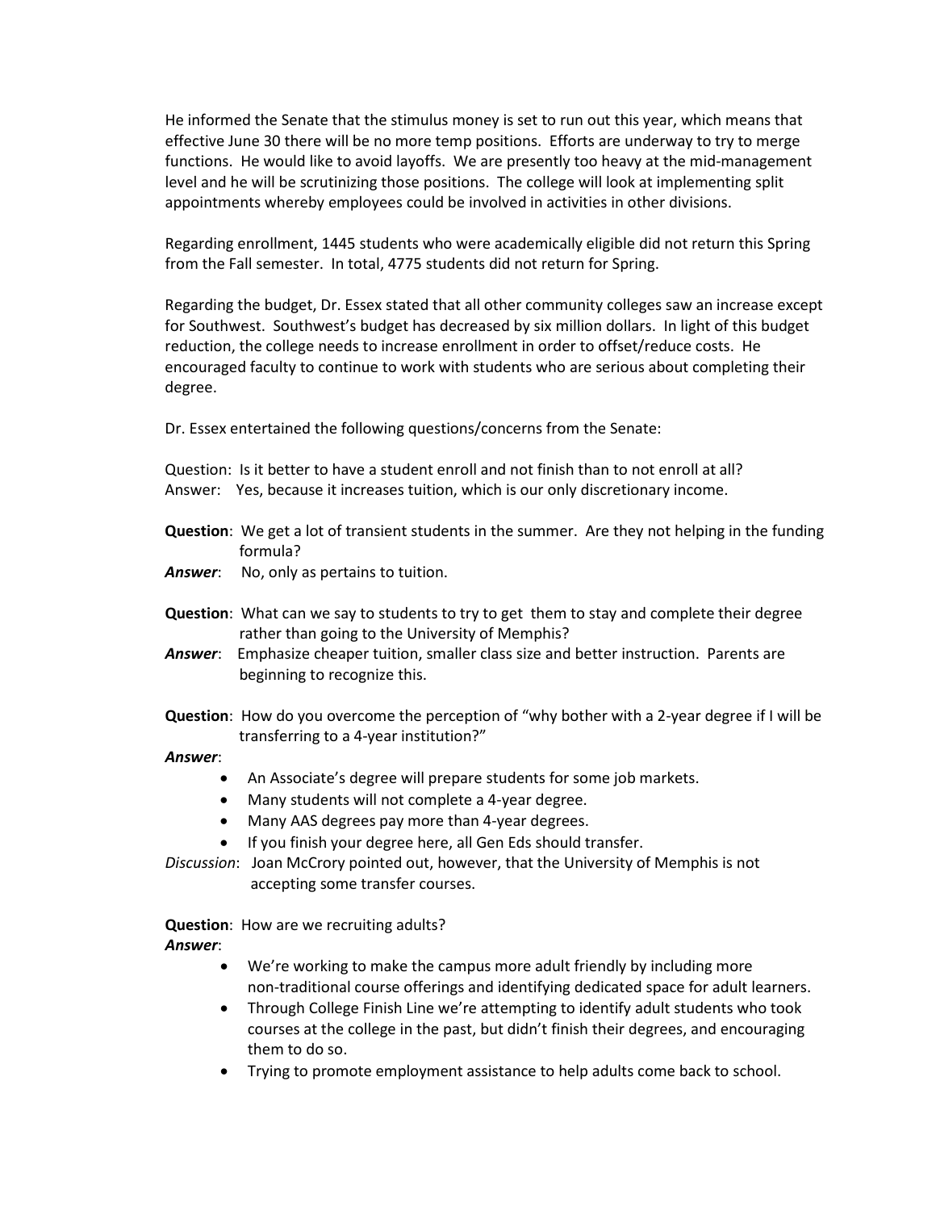He informed the Senate that the stimulus money is set to run out this year, which means that effective June 30 there will be no more temp positions. Efforts are underway to try to merge functions. He would like to avoid layoffs. We are presently too heavy at the mid-management level and he will be scrutinizing those positions. The college will look at implementing split appointments whereby employees could be involved in activities in other divisions.

Regarding enrollment, 1445 students who were academically eligible did not return this Spring from the Fall semester. In total, 4775 students did not return for Spring.

Regarding the budget, Dr. Essex stated that all other community colleges saw an increase except for Southwest. Southwest's budget has decreased by six million dollars. In light of this budget reduction, the college needs to increase enrollment in order to offset/reduce costs. He encouraged faculty to continue to work with students who are serious about completing their degree.

Dr. Essex entertained the following questions/concerns from the Senate:

Question: Is it better to have a student enroll and not finish than to not enroll at all?
Answer: Yes, because it increases tuition, which is our only discretionary income.

**Question**: We get a lot of transient students in the summer. Are they not helping in the funding formula?
***Answer***: No, only as pertains to tuition.

**Question**: What can we say to students to try to get them to stay and complete their degree rather than going to the University of Memphis?
***Answer***: Emphasize cheaper tuition, smaller class size and better instruction. Parents are beginning to recognize this.

**Question**: How do you overcome the perception of "why bother with a 2-year degree if I will be transferring to a 4-year institution?"
***Answer***:

- An Associate's degree will prepare students for some job markets.
- Many students will not complete a 4-year degree.
- Many AAS degrees pay more than 4-year degrees.
- If you finish your degree here, all Gen Eds should transfer.

*Discussion*: Joan McCrory pointed out, however, that the University of Memphis is not accepting some transfer courses.

**Question**: How are we recruiting adults?
***Answer***:

- We're working to make the campus more adult friendly by including more non-traditional course offerings and identifying dedicated space for adult learners.
- Through College Finish Line we're attempting to identify adult students who took courses at the college in the past, but didn't finish their degrees, and encouraging them to do so.
- Trying to promote employment assistance to help adults come back to school.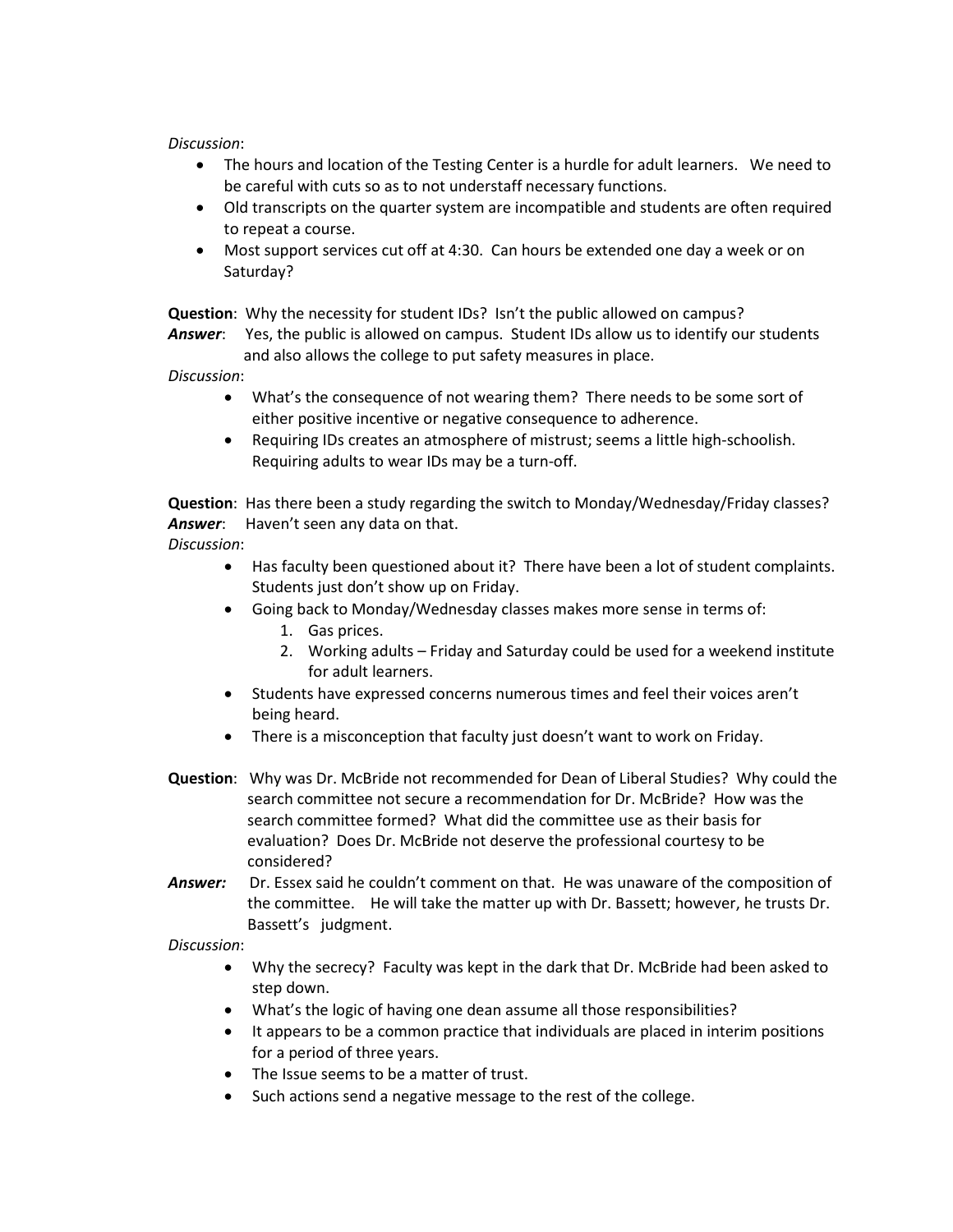*Discussion*:

- The hours and location of the Testing Center is a hurdle for adult learners. We need to be careful with cuts so as to not understaff necessary functions.
- Old transcripts on the quarter system are incompatible and students are often required to repeat a course.
- Most support services cut off at 4:30. Can hours be extended one day a week or on Saturday?

**Question**: Why the necessity for student IDs? Isn't the public allowed on campus?
***Answer***: Yes, the public is allowed on campus. Student IDs allow us to identify our students and also allows the college to put safety measures in place.

*Discussion*:

- What's the consequence of not wearing them? There needs to be some sort of either positive incentive or negative consequence to adherence.
- Requiring IDs creates an atmosphere of mistrust; seems a little high-schoolish. Requiring adults to wear IDs may be a turn-off.

**Question**: Has there been a study regarding the switch to Monday/Wednesday/Friday classes?
***Answer***: Haven't seen any data on that.

*Discussion*:

- Has faculty been questioned about it? There have been a lot of student complaints. Students just don't show up on Friday.
- Going back to Monday/Wednesday classes makes more sense in terms of:
  1. Gas prices.
  2. Working adults – Friday and Saturday could be used for a weekend institute for adult learners.
- Students have expressed concerns numerous times and feel their voices aren't being heard.
- There is a misconception that faculty just doesn't want to work on Friday.

**Question**: Why was Dr. McBride not recommended for Dean of Liberal Studies? Why could the search committee not secure a recommendation for Dr. McBride? How was the search committee formed? What did the committee use as their basis for evaluation? Does Dr. McBride not deserve the professional courtesy to be considered?
***Answer:*** Dr. Essex said he couldn't comment on that. He was unaware of the composition of the committee. He will take the matter up with Dr. Bassett; however, he trusts Dr. Bassett's judgment.

*Discussion*:

- Why the secrecy? Faculty was kept in the dark that Dr. McBride had been asked to step down.
- What's the logic of having one dean assume all those responsibilities?
- It appears to be a common practice that individuals are placed in interim positions for a period of three years.
- The Issue seems to be a matter of trust.
- Such actions send a negative message to the rest of the college.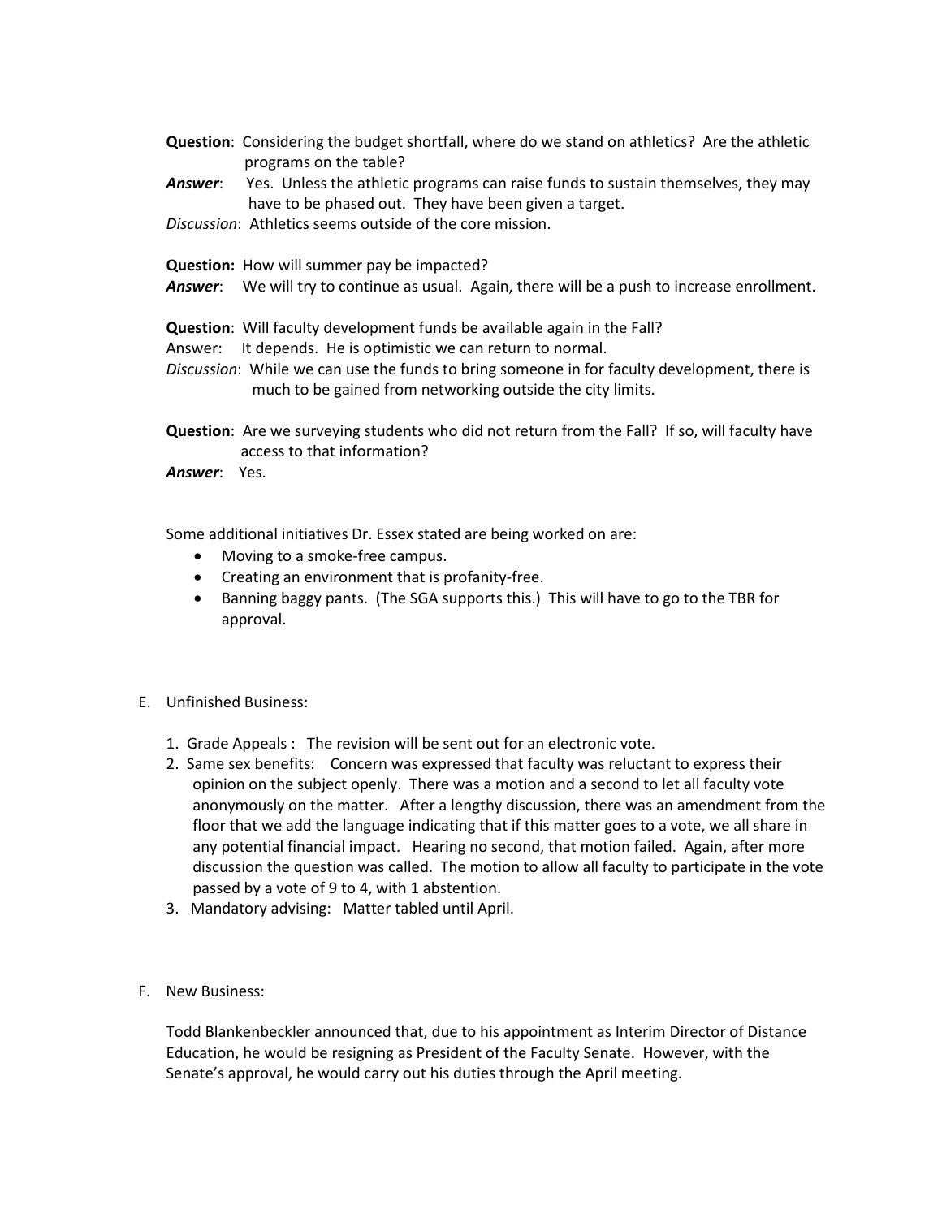**Question**: Considering the budget shortfall, where do we stand on athletics? Are the athletic programs on the table?

***Answer***: Yes. Unless the athletic programs can raise funds to sustain themselves, they may have to be phased out. They have been given a target.

*Discussion*: Athletics seems outside of the core mission.

**Question:** How will summer pay be impacted?

***Answer***: We will try to continue as usual. Again, there will be a push to increase enrollment.

**Question**: Will faculty development funds be available again in the Fall?

Answer: It depends. He is optimistic we can return to normal.

*Discussion*: While we can use the funds to bring someone in for faculty development, there is much to be gained from networking outside the city limits.

**Question**: Are we surveying students who did not return from the Fall? If so, will faculty have access to that information?

***Answer***: Yes.

Some additional initiatives Dr. Essex stated are being worked on are:

- Moving to a smoke-free campus.
- Creating an environment that is profanity-free.
- Banning baggy pants. (The SGA supports this.) This will have to go to the TBR for approval.

E. Unfinished Business:

1. Grade Appeals : The revision will be sent out for an electronic vote.
2. Same sex benefits: Concern was expressed that faculty was reluctant to express their opinion on the subject openly. There was a motion and a second to let all faculty vote anonymously on the matter. After a lengthy discussion, there was an amendment from the floor that we add the language indicating that if this matter goes to a vote, we all share in any potential financial impact. Hearing no second, that motion failed. Again, after more discussion the question was called. The motion to allow all faculty to participate in the vote passed by a vote of 9 to 4, with 1 abstention.
3. Mandatory advising: Matter tabled until April.

F. New Business:

Todd Blankenbeckler announced that, due to his appointment as Interim Director of Distance Education, he would be resigning as President of the Faculty Senate. However, with the Senate's approval, he would carry out his duties through the April meeting.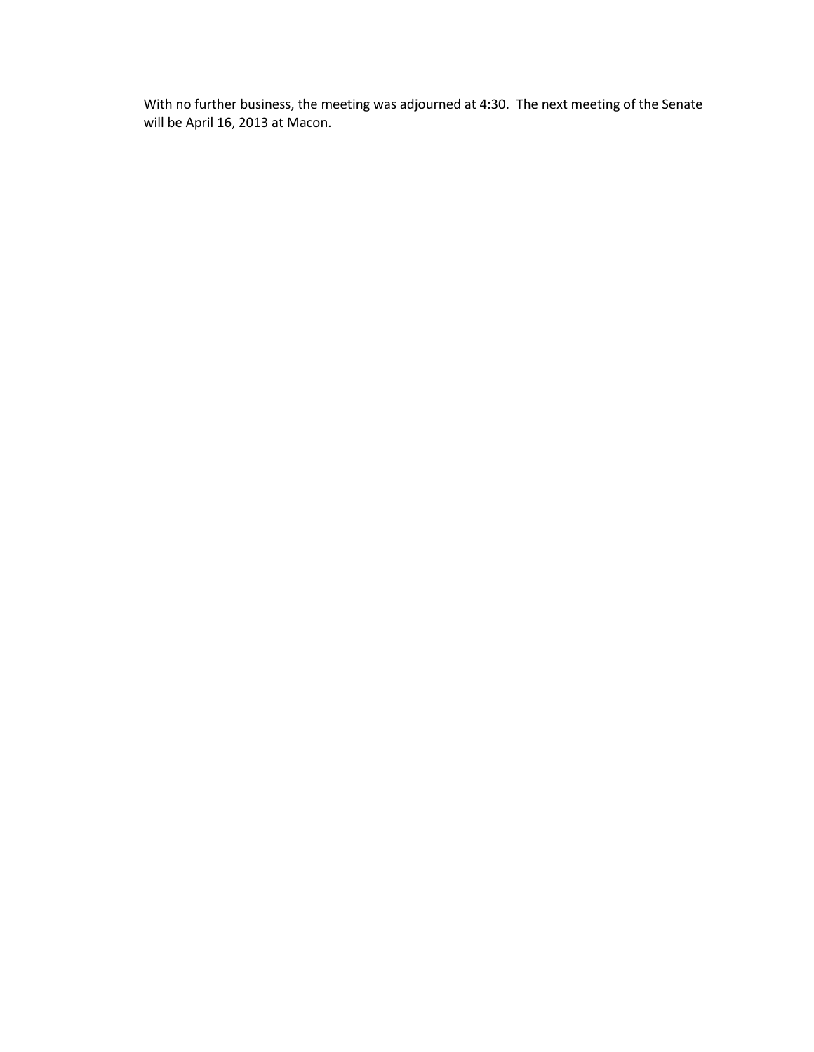With no further business, the meeting was adjourned at 4:30. The next meeting of the Senate will be April 16, 2013 at Macon.